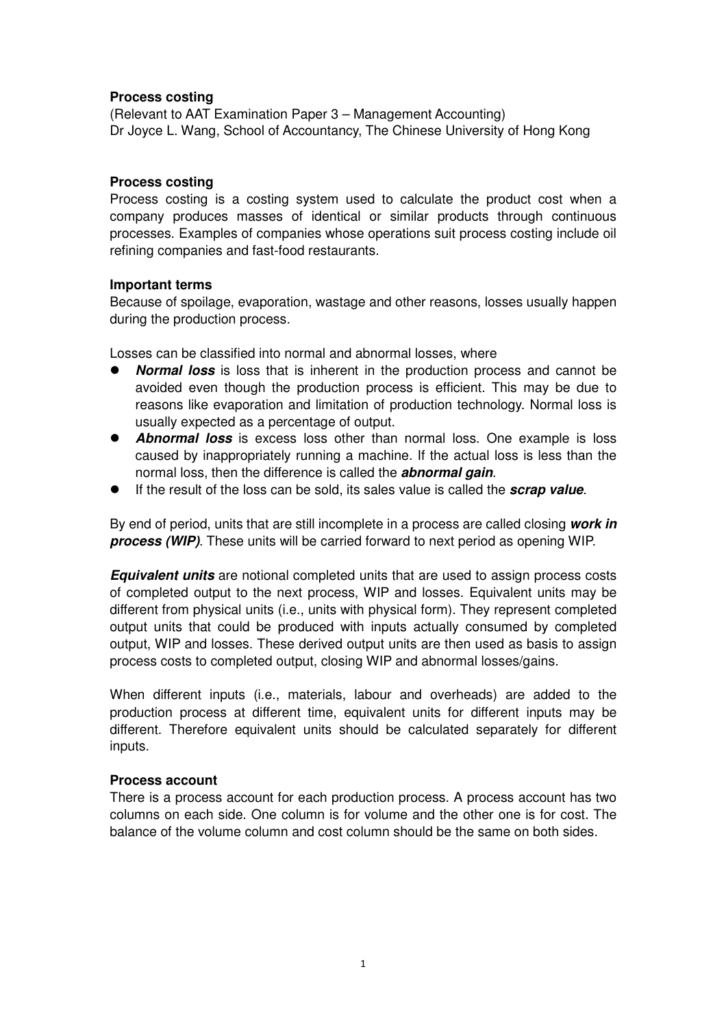# Process costing

(Relevant to AAT Examination Paper 3 – Management Accounting)
Dr Joyce L. Wang, School of Accountancy, The Chinese University of Hong Kong

## Process costing

Process costing is a costing system used to calculate the product cost when a company produces masses of identical or similar products through continuous processes. Examples of companies whose operations suit process costing include oil refining companies and fast-food restaurants.

## Important terms

Because of spoilage, evaporation, wastage and other reasons, losses usually happen during the production process.

Losses can be classified into normal and abnormal losses, where

- ***Normal loss*** is loss that is inherent in the production process and cannot be avoided even though the production process is efficient. This may be due to reasons like evaporation and limitation of production technology. Normal loss is usually expected as a percentage of output.
- ***Abnormal loss*** is excess loss other than normal loss. One example is loss caused by inappropriately running a machine. If the actual loss is less than the normal loss, then the difference is called the ***abnormal gain***.
- If the result of the loss can be sold, its sales value is called the ***scrap value***.

By end of period, units that are still incomplete in a process are called closing ***work in process (WIP)***. These units will be carried forward to next period as opening WIP.

***Equivalent units*** are notional completed units that are used to assign process costs of completed output to the next process, WIP and losses. Equivalent units may be different from physical units (i.e., units with physical form). They represent completed output units that could be produced with inputs actually consumed by completed output, WIP and losses. These derived output units are then used as basis to assign process costs to completed output, closing WIP and abnormal losses/gains.

When different inputs (i.e., materials, labour and overheads) are added to the production process at different time, equivalent units for different inputs may be different. Therefore equivalent units should be calculated separately for different inputs.

## Process account

There is a process account for each production process. A process account has two columns on each side. One column is for volume and the other one is for cost. The balance of the volume column and cost column should be the same on both sides.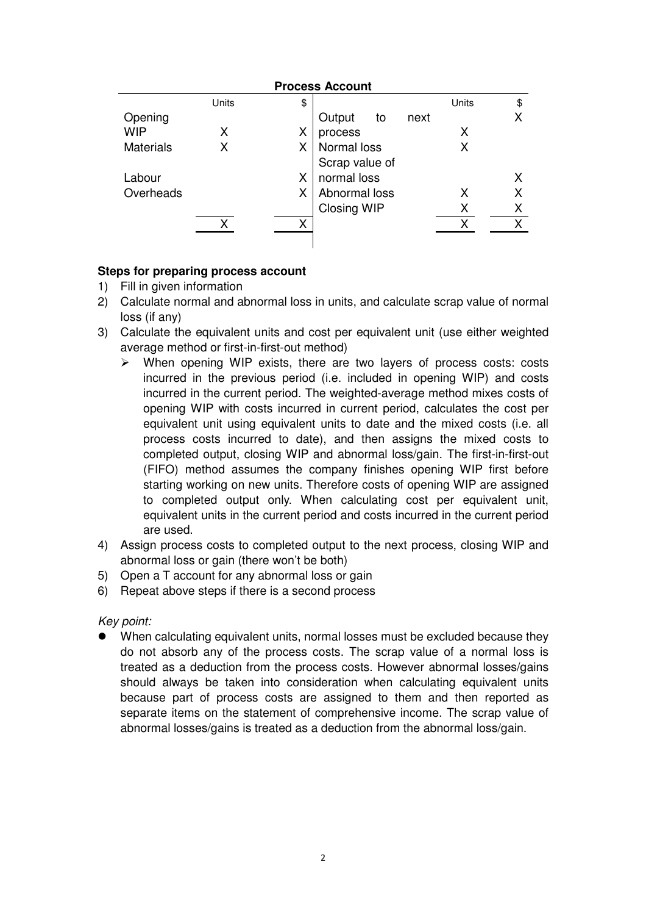**Process Account**

| | Units | $ | | Units | $ |
|---|---|---|---|---|---|
| Opening WIP | X | X | Output to next process | X | X |
| Materials | X | X | Normal loss | X | |
| | | | Scrap value of | | |
| Labour | | X | normal loss | | X |
| Overheads | | X | Abnormal loss | X | X |
| | | | Closing WIP | X | X |
| | X | X | | X | X |

**Steps for preparing process account**

1) Fill in given information
2) Calculate normal and abnormal loss in units, and calculate scrap value of normal loss (if any)
3) Calculate the equivalent units and cost per equivalent unit (use either weighted average method or first-in-first-out method)
   - When opening WIP exists, there are two layers of process costs: costs incurred in the previous period (i.e. included in opening WIP) and costs incurred in the current period. The weighted-average method mixes costs of opening WIP with costs incurred in current period, calculates the cost per equivalent unit using equivalent units to date and the mixed costs (i.e. all process costs incurred to date), and then assigns the mixed costs to completed output, closing WIP and abnormal loss/gain. The first-in-first-out (FIFO) method assumes the company finishes opening WIP first before starting working on new units. Therefore costs of opening WIP are assigned to completed output only. When calculating cost per equivalent unit, equivalent units in the current period and costs incurred in the current period are used.
4) Assign process costs to completed output to the next process, closing WIP and abnormal loss or gain (there won't be both)
5) Open a T account for any abnormal loss or gain
6) Repeat above steps if there is a second process

*Key point:*

- When calculating equivalent units, normal losses must be excluded because they do not absorb any of the process costs. The scrap value of a normal loss is treated as a deduction from the process costs. However abnormal losses/gains should always be taken into consideration when calculating equivalent units because part of process costs are assigned to them and then reported as separate items on the statement of comprehensive income. The scrap value of abnormal losses/gains is treated as a deduction from the abnormal loss/gain.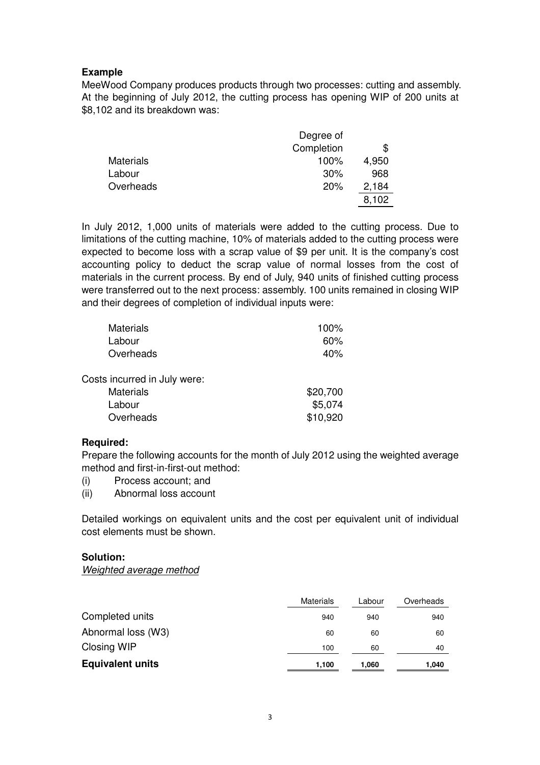**Example**

MeeWood Company produces products through two processes: cutting and assembly. At the beginning of July 2012, the cutting process has opening WIP of 200 units at \$8,102 and its breakdown was:

| | Degree of Completion | \$ |
|---|---|---|
| Materials | 100% | 4,950 |
| Labour | 30% | 968 |
| Overheads | 20% | 2,184 |
| | | 8,102 |

In July 2012, 1,000 units of materials were added to the cutting process. Due to limitations of the cutting machine, 10% of materials added to the cutting process were expected to become loss with a scrap value of \$9 per unit. It is the company's cost accounting policy to deduct the scrap value of normal losses from the cost of materials in the current process. By end of July, 940 units of finished cutting process were transferred out to the next process: assembly. 100 units remained in closing WIP and their degrees of completion of individual inputs were:

| | |
|---|---|
| Materials | 100% |
| Labour | 60% |
| Overheads | 40% |

Costs incurred in July were:

| | |
|---|---|
| Materials | \$20,700 |
| Labour | \$5,074 |
| Overheads | \$10,920 |

**Required:**

Prepare the following accounts for the month of July 2012 using the weighted average method and first-in-first-out method:

(i) Process account; and

(ii) Abnormal loss account

Detailed workings on equivalent units and the cost per equivalent unit of individual cost elements must be shown.

**Solution:**

*Weighted average method*

| | Materials | Labour | Overheads |
|---|---|---|---|
| Completed units | 940 | 940 | 940 |
| Abnormal loss (W3) | 60 | 60 | 60 |
| Closing WIP | 100 | 60 | 40 |
| **Equivalent units** | **1,100** | **1,060** | **1,040** |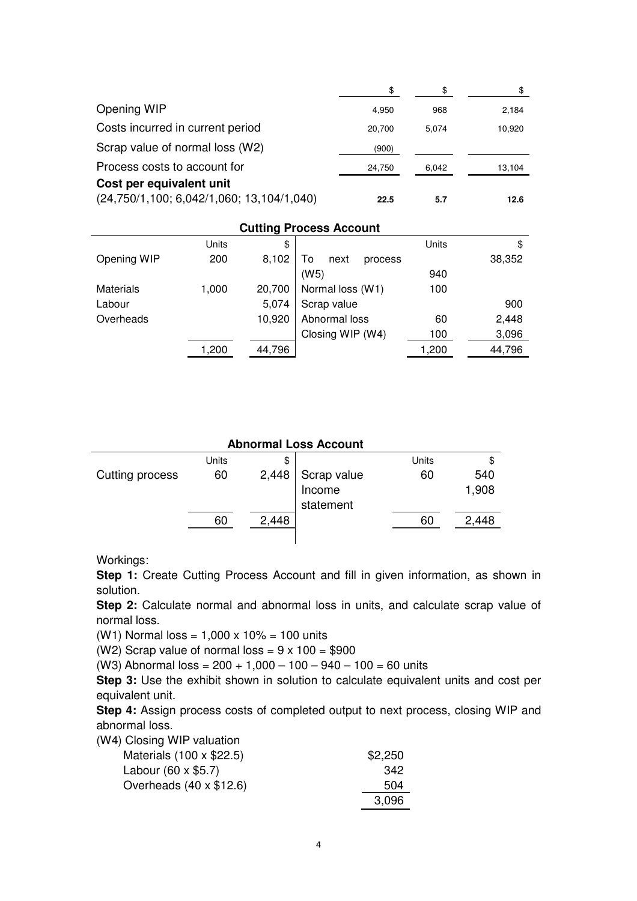| | $ | $ | $ |
|---|---|---|---|
| Opening WIP | 4,950 | 968 | 2,184 |
| Costs incurred in current period | 20,700 | 5,074 | 10,920 |
| Scrap value of normal loss (W2) | (900) | | |
| Process costs to account for | 24,750 | 6,042 | 13,104 |
| **Cost per equivalent unit** (24,750/1,100; 6,042/1,060; 13,104/1,040) | **22.5** | **5.7** | **12.6** |

**Cutting Process Account**

| | Units | $ | | Units | $ |
|---|---|---|---|---|---|
| Opening WIP | 200 | 8,102 | To next process (W5) | 940 | 38,352 |
| Materials | 1,000 | 20,700 | Normal loss (W1) | 100 | |
| Labour | | 5,074 | Scrap value | | 900 |
| Overheads | | 10,920 | Abnormal loss | 60 | 2,448 |
| | | | Closing WIP (W4) | 100 | 3,096 |
| | 1,200 | 44,796 | | 1,200 | 44,796 |

**Abnormal Loss Account**

| | Units | $ | | Units | $ |
|---|---|---|---|---|---|
| Cutting process | 60 | 2,448 | Scrap value | 60 | 540 |
| | | | Income statement | | 1,908 |
| | 60 | 2,448 | | 60 | 2,448 |

Workings:

**Step 1:** Create Cutting Process Account and fill in given information, as shown in solution.

**Step 2:** Calculate normal and abnormal loss in units, and calculate scrap value of normal loss.

(W1) Normal loss = 1,000 x 10% = 100 units

(W2) Scrap value of normal loss = 9 x 100 = $900

(W3) Abnormal loss = 200 + 1,000 – 100 – 940 – 100 = 60 units

**Step 3:** Use the exhibit shown in solution to calculate equivalent units and cost per equivalent unit.

**Step 4:** Assign process costs of completed output to next process, closing WIP and abnormal loss.

(W4) Closing WIP valuation

| | |
|---|---|
| Materials (100 x $22.5) | $2,250 |
| Labour (60 x $5.7) | 342 |
| Overheads (40 x $12.6) | 504 |
| | 3,096 |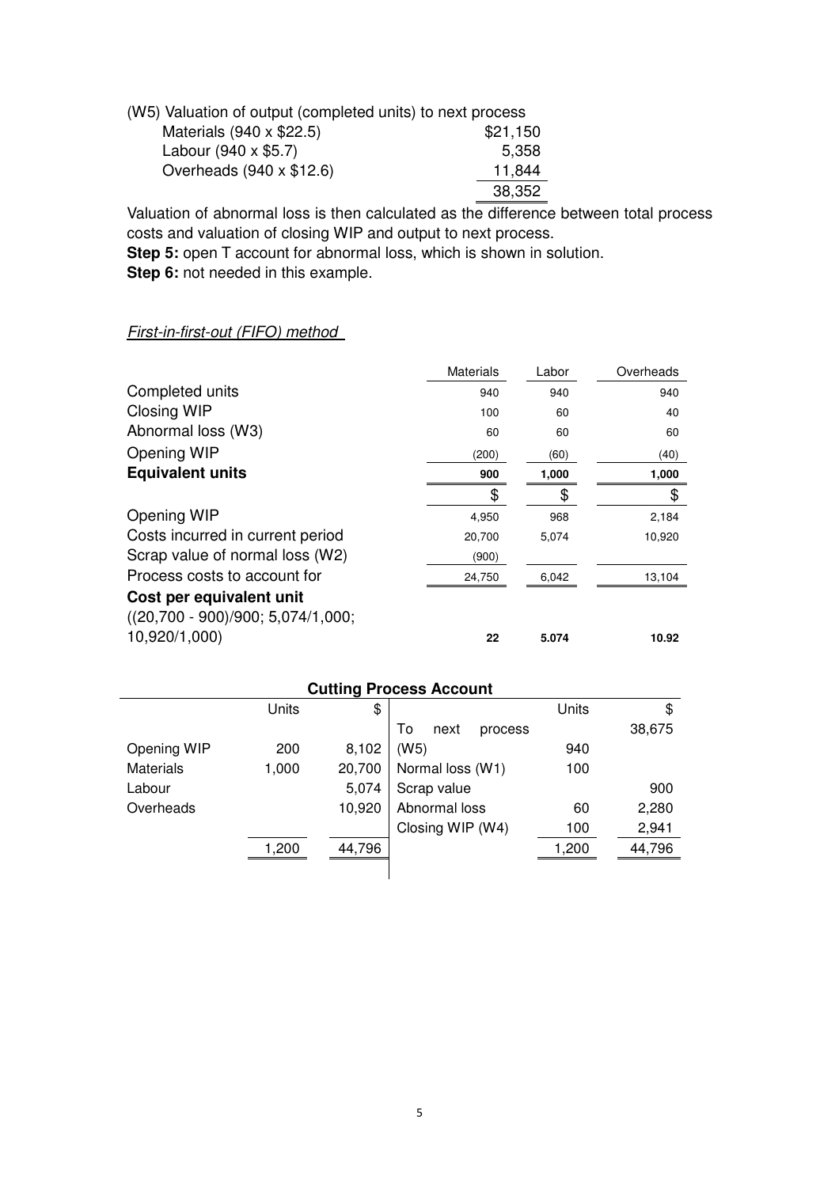(W5) Valuation of output (completed units) to next process

| | |
|---|---|
| Materials (940 x \$22.5) | \$21,150 |
| Labour (940 x \$5.7) | 5,358 |
| Overheads (940 x \$12.6) | 11,844 |
| | 38,352 |

Valuation of abnormal loss is then calculated as the difference between total process costs and valuation of closing WIP and output to next process.

**Step 5:** open T account for abnormal loss, which is shown in solution.

**Step 6:** not needed in this example.

*First-in-first-out (FIFO) method*

| | Materials | Labor | Overheads |
|---|---|---|---|
| Completed units | 940 | 940 | 940 |
| Closing WIP | 100 | 60 | 40 |
| Abnormal loss (W3) | 60 | 60 | 60 |
| Opening WIP | (200) | (60) | (40) |
| **Equivalent units** | **900** | **1,000** | **1,000** |
| | \$ | \$ | \$ |
| Opening WIP | 4,950 | 968 | 2,184 |
| Costs incurred in current period | 20,700 | 5,074 | 10,920 |
| Scrap value of normal loss (W2) | (900) | | |
| Process costs to account for | 24,750 | 6,042 | 13,104 |
| **Cost per equivalent unit** ((20,700 - 900)/900; 5,074/1,000; 10,920/1,000) | **22** | **5.074** | **10.92** |

**Cutting Process Account**

| | Units | \$ | | Units | \$ |
|---|---|---|---|---|---|
| | | | To next process (W5) | 940 | 38,675 |
| Opening WIP | 200 | 8,102 | Normal loss (W1) | 100 | |
| Materials | 1,000 | 20,700 | Scrap value | | 900 |
| Labour | | 5,074 | Abnormal loss | 60 | 2,280 |
| Overheads | | 10,920 | Closing WIP (W4) | 100 | 2,941 |
| | 1,200 | 44,796 | | 1,200 | 44,796 |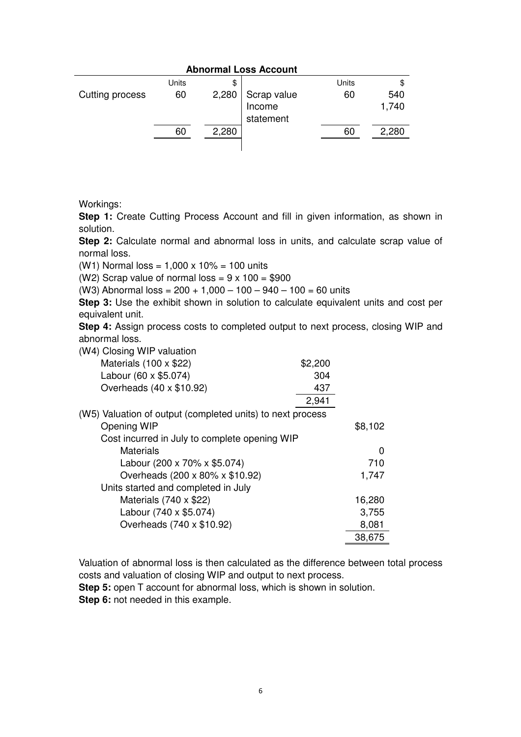**Abnormal Loss Account**

| | Units | \$ | | Units | \$ |
|---|---|---|---|---|---|
| Cutting process | 60 | 2,280 | Scrap value | 60 | 540 |
| | | | Income statement | | 1,740 |
| | 60 | 2,280 | | 60 | 2,280 |

Workings:

**Step 1:** Create Cutting Process Account and fill in given information, as shown in solution.

**Step 2:** Calculate normal and abnormal loss in units, and calculate scrap value of normal loss.

(W1) Normal loss = 1,000 x 10% = 100 units

(W2) Scrap value of normal loss = 9 x 100 = \$900

(W3) Abnormal loss = 200 + 1,000 – 100 – 940 – 100 = 60 units

**Step 3:** Use the exhibit shown in solution to calculate equivalent units and cost per equivalent unit.

**Step 4:** Assign process costs to completed output to next process, closing WIP and abnormal loss.

(W4) Closing WIP valuation

| | | |
|---|---|---|
| Materials (100 x \$22) | \$2,200 | |
| Labour (60 x \$5.074) | 304 | |
| Overheads (40 x \$10.92) | 437 | |
| | 2,941 | |

(W5) Valuation of output (completed units) to next process

| | | |
|---|---|---|
| Opening WIP | | \$8,102 |
| Cost incurred in July to complete opening WIP | | |
| Materials | | 0 |
| Labour (200 x 70% x \$5.074) | | 710 |
| Overheads (200 x 80% x \$10.92) | | 1,747 |
| Units started and completed in July | | |
| Materials (740 x \$22) | | 16,280 |
| Labour (740 x \$5.074) | | 3,755 |
| Overheads (740 x \$10.92) | | 8,081 |
| | | 38,675 |

Valuation of abnormal loss is then calculated as the difference between total process costs and valuation of closing WIP and output to next process.

**Step 5:** open T account for abnormal loss, which is shown in solution.

**Step 6:** not needed in this example.